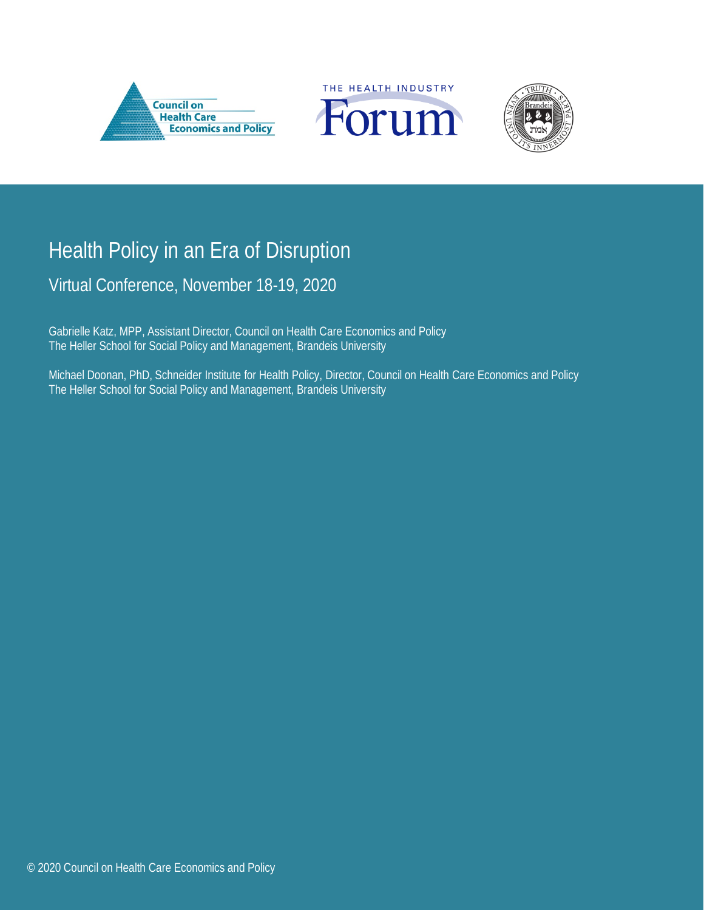Council on Health Care Economics and Policy

THE HEALTH INDUSTRY Forum

# Health Policy in an Era of Disruption

## Virtual Conference, November 18-19, 2020

Gabrielle Katz, MPP, Assistant Director, Council on Health Care Economics and Policy
The Heller School for Social Policy and Management, Brandeis University

Michael Doonan, PhD, Schneider Institute for Health Policy, Director, Council on Health Care Economics and Policy
The Heller School for Social Policy and Management, Brandeis University

© 2020 Council on Health Care Economics and Policy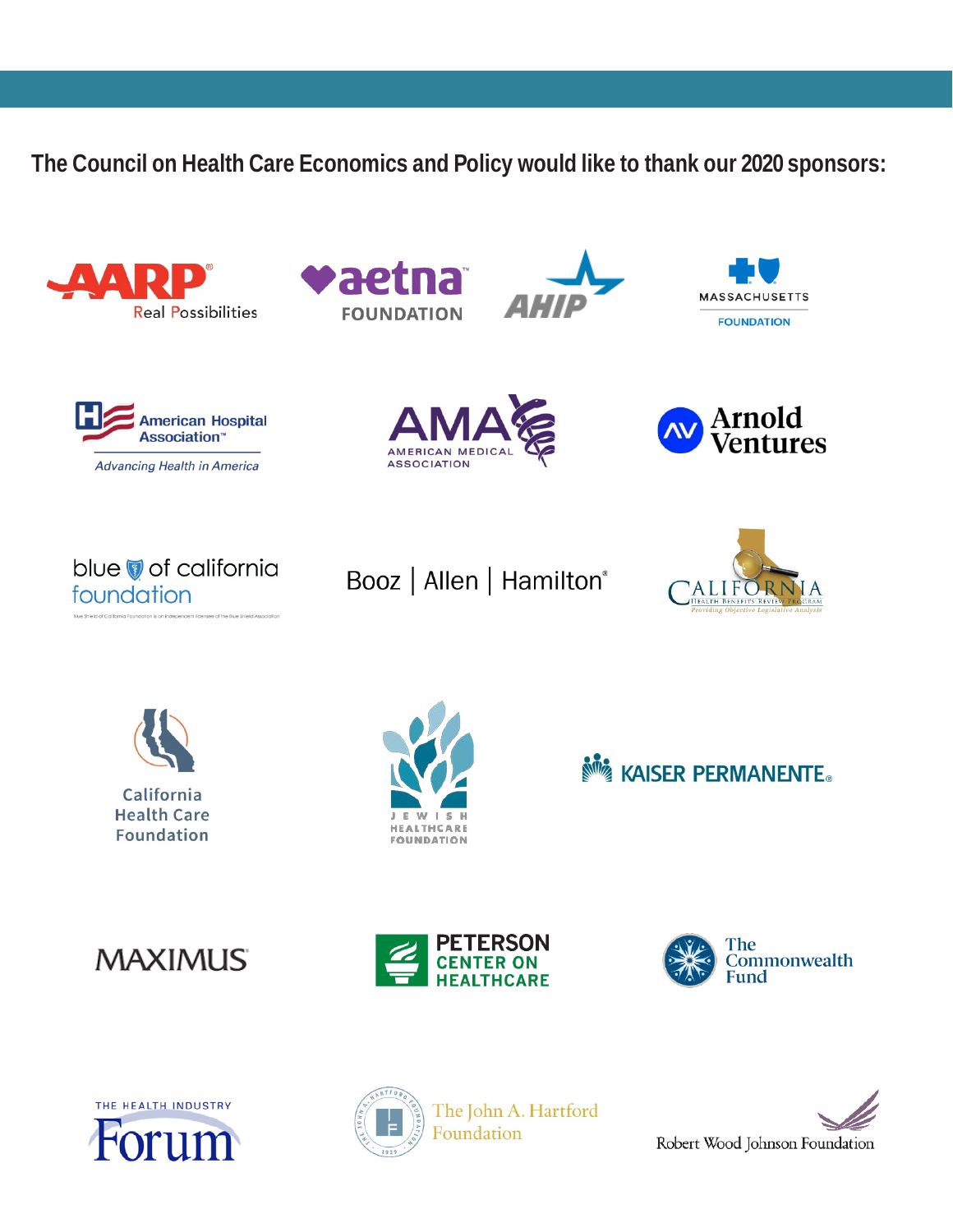**The Council on Health Care Economics and Policy would like to thank our 2020 sponsors:**

AARP Real Possibilities

aetna FOUNDATION

AHIP

MASSACHUSETTS FOUNDATION

American Hospital Association — Advancing Health in America

AMA AMERICAN MEDICAL ASSOCIATION

Arnold Ventures

blue of california foundation

Blue Shield of California Foundation is an independent licensee of the Blue Shield Association

Booz | Allen | Hamilton

CALIFORNIA HEALTH BENEFITS REVIEW PROGRAM — Providing Objective Legislative Analysis

California Health Care Foundation

JEWISH HEALTHCARE FOUNDATION

KAISER PERMANENTE

MAXIMUS

PETERSON CENTER ON HEALTHCARE

The Commonwealth Fund

THE HEALTH INDUSTRY Forum

The John A. Hartford Foundation

Robert Wood Johnson Foundation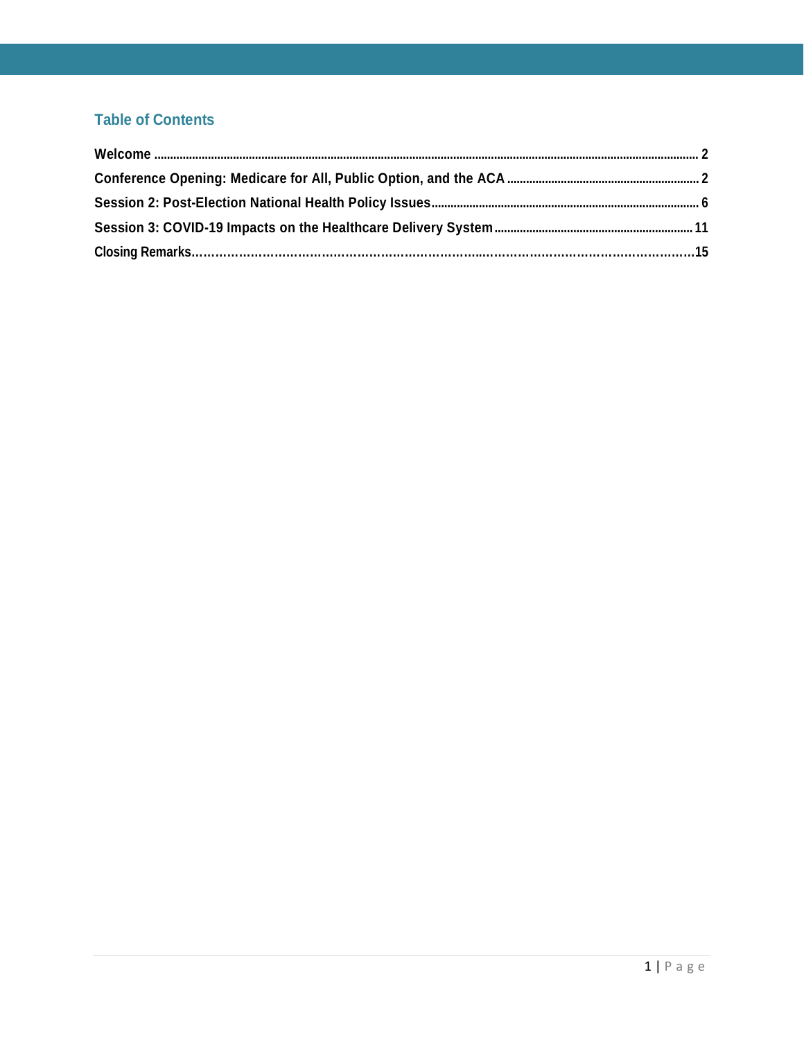## Table of Contents

**Welcome** .......... 2

**Conference Opening: Medicare for All, Public Option, and the ACA** .......... 2

**Session 2: Post-Election National Health Policy Issues** .......... 6

**Session 3: COVID-19 Impacts on the Healthcare Delivery System** .......... 11

**Closing Remarks** .......... 15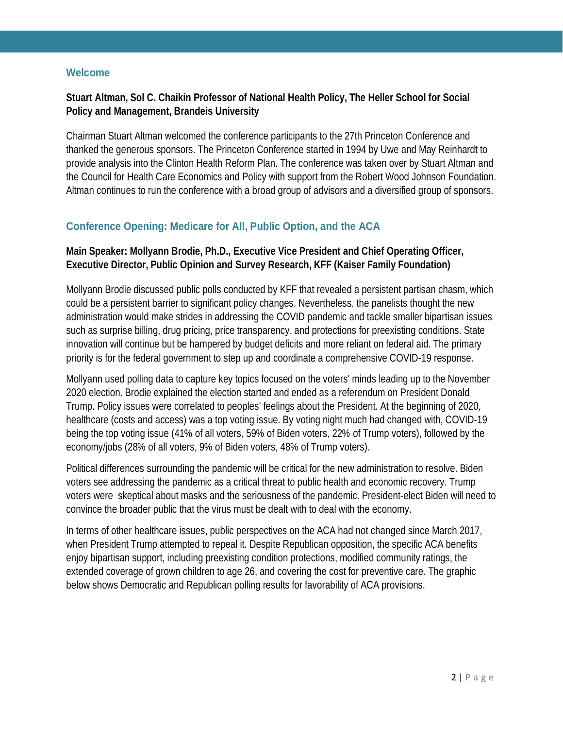## Welcome

**Stuart Altman, Sol C. Chaikin Professor of National Health Policy, The Heller School for Social Policy and Management, Brandeis University**

Chairman Stuart Altman welcomed the conference participants to the 27th Princeton Conference and thanked the generous sponsors. The Princeton Conference started in 1994 by Uwe and May Reinhardt to provide analysis into the Clinton Health Reform Plan. The conference was taken over by Stuart Altman and the Council for Health Care Economics and Policy with support from the Robert Wood Johnson Foundation. Altman continues to run the conference with a broad group of advisors and a diversified group of sponsors.

## Conference Opening: Medicare for All, Public Option, and the ACA

**Main Speaker: Mollyann Brodie, Ph.D., Executive Vice President and Chief Operating Officer, Executive Director, Public Opinion and Survey Research, KFF (Kaiser Family Foundation)**

Mollyann Brodie discussed public polls conducted by KFF that revealed a persistent partisan chasm, which could be a persistent barrier to significant policy changes. Nevertheless, the panelists thought the new administration would make strides in addressing the COVID pandemic and tackle smaller bipartisan issues such as surprise billing, drug pricing, price transparency, and protections for preexisting conditions. State innovation will continue but be hampered by budget deficits and more reliant on federal aid. The primary priority is for the federal government to step up and coordinate a comprehensive COVID-19 response.

Mollyann used polling data to capture key topics focused on the voters' minds leading up to the November 2020 election. Brodie explained the election started and ended as a referendum on President Donald Trump. Policy issues were correlated to peoples' feelings about the President. At the beginning of 2020, healthcare (costs and access) was a top voting issue. By voting night much had changed with, COVID-19 being the top voting issue (41% of all voters, 59% of Biden voters, 22% of Trump voters), followed by the economy/jobs (28% of all voters, 9% of Biden voters, 48% of Trump voters).

Political differences surrounding the pandemic will be critical for the new administration to resolve. Biden voters see addressing the pandemic as a critical threat to public health and economic recovery. Trump voters were skeptical about masks and the seriousness of the pandemic. President-elect Biden will need to convince the broader public that the virus must be dealt with to deal with the economy.

In terms of other healthcare issues, public perspectives on the ACA had not changed since March 2017, when President Trump attempted to repeal it. Despite Republican opposition, the specific ACA benefits enjoy bipartisan support, including preexisting condition protections, modified community ratings, the extended coverage of grown children to age 26, and covering the cost for preventive care. The graphic below shows Democratic and Republican polling results for favorability of ACA provisions.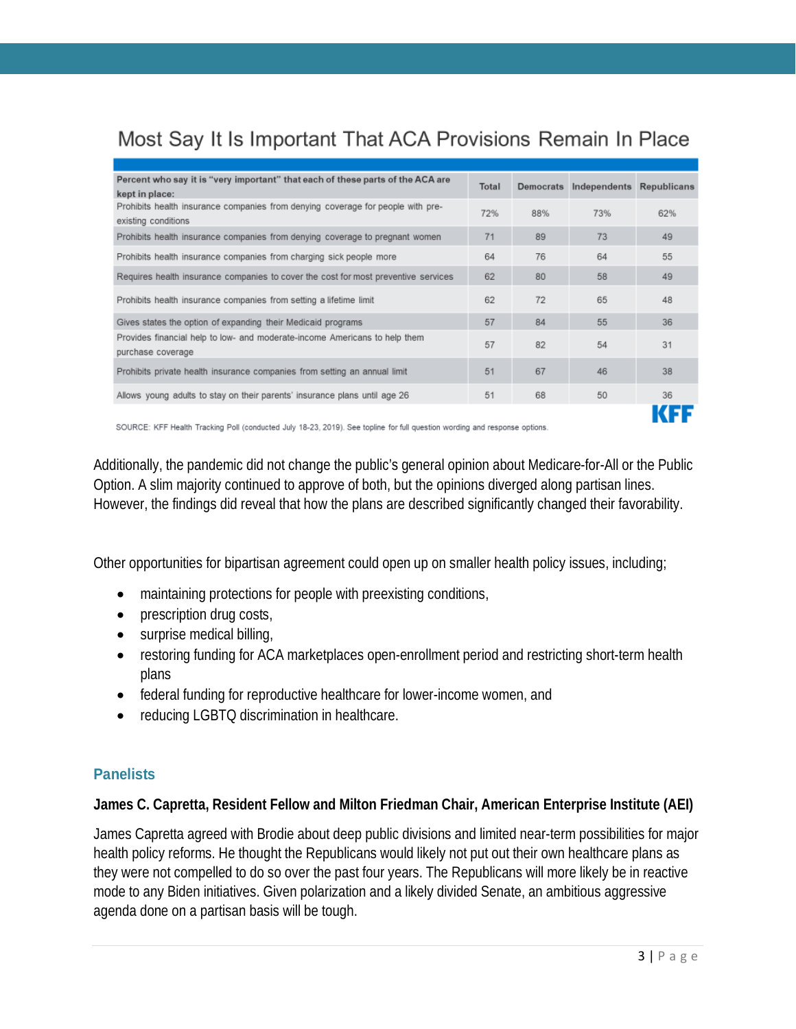## Most Say It Is Important That ACA Provisions Remain In Place

| Percent who say it is "very important" that each of these parts of the ACA are kept in place: | Total | Democrats | Independents | Republicans |
|---|---|---|---|---|
| Prohibits health insurance companies from denying coverage for people with pre-existing conditions | 72% | 88% | 73% | 62% |
| Prohibits health insurance companies from denying coverage to pregnant women | 71 | 89 | 73 | 49 |
| Prohibits health insurance companies from charging sick people more | 64 | 76 | 64 | 55 |
| Requires health insurance companies to cover the cost for most preventive services | 62 | 80 | 58 | 49 |
| Prohibits health insurance companies from setting a lifetime limit | 62 | 72 | 65 | 48 |
| Gives states the option of expanding their Medicaid programs | 57 | 84 | 55 | 36 |
| Provides financial help to low- and moderate-income Americans to help them purchase coverage | 57 | 82 | 54 | 31 |
| Prohibits private health insurance companies from setting an annual limit | 51 | 67 | 46 | 38 |
| Allows young adults to stay on their parents' insurance plans until age 26 | 51 | 68 | 50 | 36 |

SOURCE: KFF Health Tracking Poll (conducted July 18-23, 2019). See topline for full question wording and response options.

KFF

Additionally, the pandemic did not change the public's general opinion about Medicare-for-All or the Public Option. A slim majority continued to approve of both, but the opinions diverged along partisan lines. However, the findings did reveal that how the plans are described significantly changed their favorability.

Other opportunities for bipartisan agreement could open up on smaller health policy issues, including;

- maintaining protections for people with preexisting conditions,
- prescription drug costs,
- surprise medical billing,
- restoring funding for ACA marketplaces open-enrollment period and restricting short-term health plans
- federal funding for reproductive healthcare for lower-income women, and
- reducing LGBTQ discrimination in healthcare.

### Panelists

**James C. Capretta, Resident Fellow and Milton Friedman Chair, American Enterprise Institute (AEI)**

James Capretta agreed with Brodie about deep public divisions and limited near-term possibilities for major health policy reforms. He thought the Republicans would likely not put out their own healthcare plans as they were not compelled to do so over the past four years. The Republicans will more likely be in reactive mode to any Biden initiatives. Given polarization and a likely divided Senate, an ambitious aggressive agenda done on a partisan basis will be tough.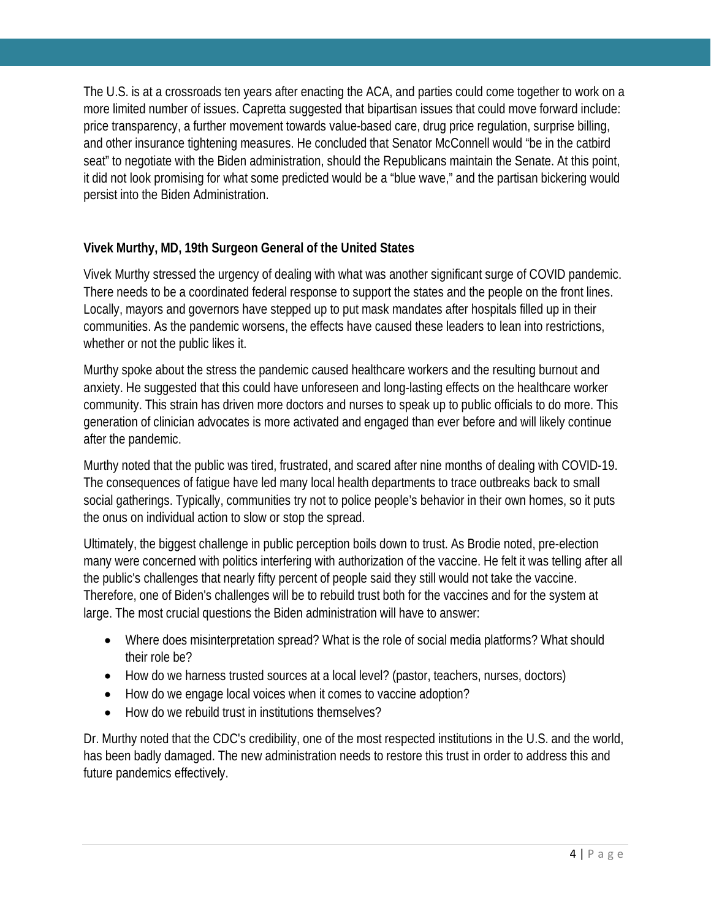The U.S. is at a crossroads ten years after enacting the ACA, and parties could come together to work on a more limited number of issues. Capretta suggested that bipartisan issues that could move forward include: price transparency, a further movement towards value-based care, drug price regulation, surprise billing, and other insurance tightening measures. He concluded that Senator McConnell would "be in the catbird seat" to negotiate with the Biden administration, should the Republicans maintain the Senate. At this point, it did not look promising for what some predicted would be a "blue wave," and the partisan bickering would persist into the Biden Administration.

**Vivek Murthy, MD, 19th Surgeon General of the United States**

Vivek Murthy stressed the urgency of dealing with what was another significant surge of COVID pandemic. There needs to be a coordinated federal response to support the states and the people on the front lines. Locally, mayors and governors have stepped up to put mask mandates after hospitals filled up in their communities. As the pandemic worsens, the effects have caused these leaders to lean into restrictions, whether or not the public likes it.

Murthy spoke about the stress the pandemic caused healthcare workers and the resulting burnout and anxiety. He suggested that this could have unforeseen and long-lasting effects on the healthcare worker community. This strain has driven more doctors and nurses to speak up to public officials to do more. This generation of clinician advocates is more activated and engaged than ever before and will likely continue after the pandemic.

Murthy noted that the public was tired, frustrated, and scared after nine months of dealing with COVID-19. The consequences of fatigue have led many local health departments to trace outbreaks back to small social gatherings. Typically, communities try not to police people's behavior in their own homes, so it puts the onus on individual action to slow or stop the spread.

Ultimately, the biggest challenge in public perception boils down to trust. As Brodie noted, pre-election many were concerned with politics interfering with authorization of the vaccine. He felt it was telling after all the public's challenges that nearly fifty percent of people said they still would not take the vaccine. Therefore, one of Biden's challenges will be to rebuild trust both for the vaccines and for the system at large. The most crucial questions the Biden administration will have to answer:

- Where does misinterpretation spread? What is the role of social media platforms? What should their role be?
- How do we harness trusted sources at a local level? (pastor, teachers, nurses, doctors)
- How do we engage local voices when it comes to vaccine adoption?
- How do we rebuild trust in institutions themselves?

Dr. Murthy noted that the CDC's credibility, one of the most respected institutions in the U.S. and the world, has been badly damaged. The new administration needs to restore this trust in order to address this and future pandemics effectively.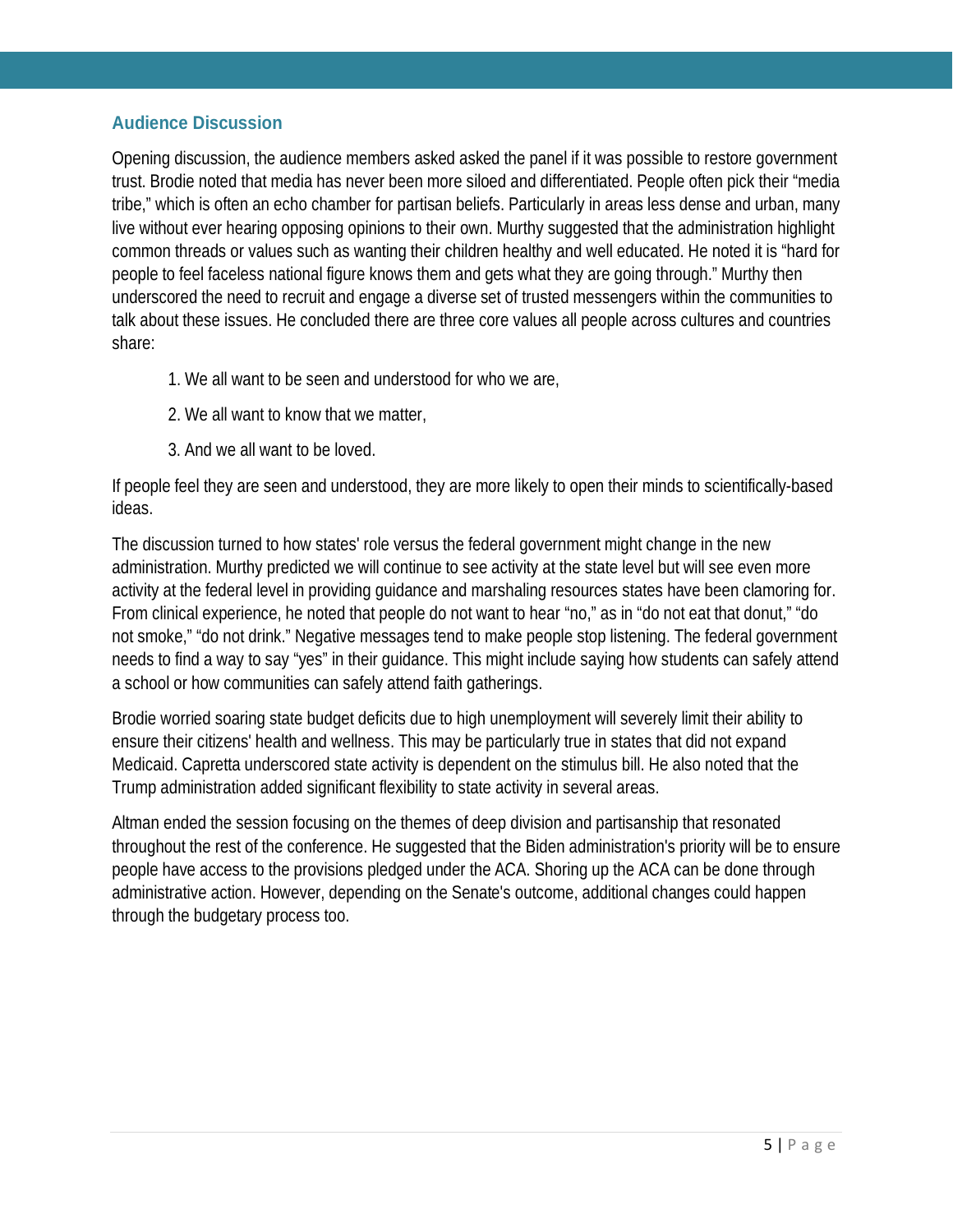## Audience Discussion

Opening discussion, the audience members asked asked the panel if it was possible to restore government trust. Brodie noted that media has never been more siloed and differentiated. People often pick their "media tribe," which is often an echo chamber for partisan beliefs. Particularly in areas less dense and urban, many live without ever hearing opposing opinions to their own. Murthy suggested that the administration highlight common threads or values such as wanting their children healthy and well educated. He noted it is "hard for people to feel faceless national figure knows them and gets what they are going through." Murthy then underscored the need to recruit and engage a diverse set of trusted messengers within the communities to talk about these issues. He concluded there are three core values all people across cultures and countries share:

1. We all want to be seen and understood for who we are,
2. We all want to know that we matter,
3. And we all want to be loved.

If people feel they are seen and understood, they are more likely to open their minds to scientifically-based ideas.

The discussion turned to how states' role versus the federal government might change in the new administration. Murthy predicted we will continue to see activity at the state level but will see even more activity at the federal level in providing guidance and marshaling resources states have been clamoring for. From clinical experience, he noted that people do not want to hear "no," as in "do not eat that donut," "do not smoke," "do not drink." Negative messages tend to make people stop listening. The federal government needs to find a way to say "yes" in their guidance. This might include saying how students can safely attend a school or how communities can safely attend faith gatherings.

Brodie worried soaring state budget deficits due to high unemployment will severely limit their ability to ensure their citizens' health and wellness. This may be particularly true in states that did not expand Medicaid. Capretta underscored state activity is dependent on the stimulus bill. He also noted that the Trump administration added significant flexibility to state activity in several areas.

Altman ended the session focusing on the themes of deep division and partisanship that resonated throughout the rest of the conference. He suggested that the Biden administration's priority will be to ensure people have access to the provisions pledged under the ACA. Shoring up the ACA can be done through administrative action. However, depending on the Senate's outcome, additional changes could happen through the budgetary process too.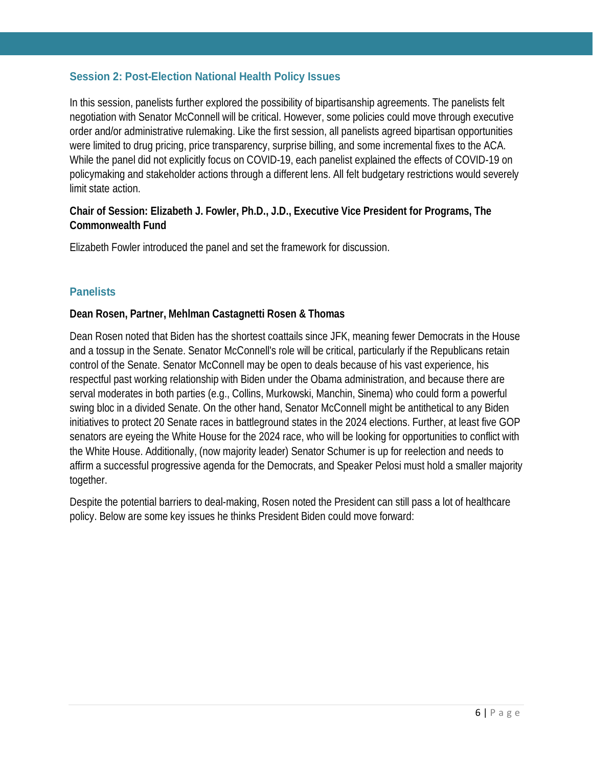## Session 2: Post-Election National Health Policy Issues

In this session, panelists further explored the possibility of bipartisanship agreements. The panelists felt negotiation with Senator McConnell will be critical. However, some policies could move through executive order and/or administrative rulemaking. Like the first session, all panelists agreed bipartisan opportunities were limited to drug pricing, price transparency, surprise billing, and some incremental fixes to the ACA. While the panel did not explicitly focus on COVID-19, each panelist explained the effects of COVID-19 on policymaking and stakeholder actions through a different lens. All felt budgetary restrictions would severely limit state action.

**Chair of Session: Elizabeth J. Fowler, Ph.D., J.D., Executive Vice President for Programs, The Commonwealth Fund**

Elizabeth Fowler introduced the panel and set the framework for discussion.

## Panelists

**Dean Rosen, Partner, Mehlman Castagnetti Rosen & Thomas**

Dean Rosen noted that Biden has the shortest coattails since JFK, meaning fewer Democrats in the House and a tossup in the Senate. Senator McConnell's role will be critical, particularly if the Republicans retain control of the Senate. Senator McConnell may be open to deals because of his vast experience, his respectful past working relationship with Biden under the Obama administration, and because there are serval moderates in both parties (e.g., Collins, Murkowski, Manchin, Sinema) who could form a powerful swing bloc in a divided Senate. On the other hand, Senator McConnell might be antithetical to any Biden initiatives to protect 20 Senate races in battleground states in the 2024 elections. Further, at least five GOP senators are eyeing the White House for the 2024 race, who will be looking for opportunities to conflict with the White House. Additionally, (now majority leader) Senator Schumer is up for reelection and needs to affirm a successful progressive agenda for the Democrats, and Speaker Pelosi must hold a smaller majority together.

Despite the potential barriers to deal-making, Rosen noted the President can still pass a lot of healthcare policy. Below are some key issues he thinks President Biden could move forward: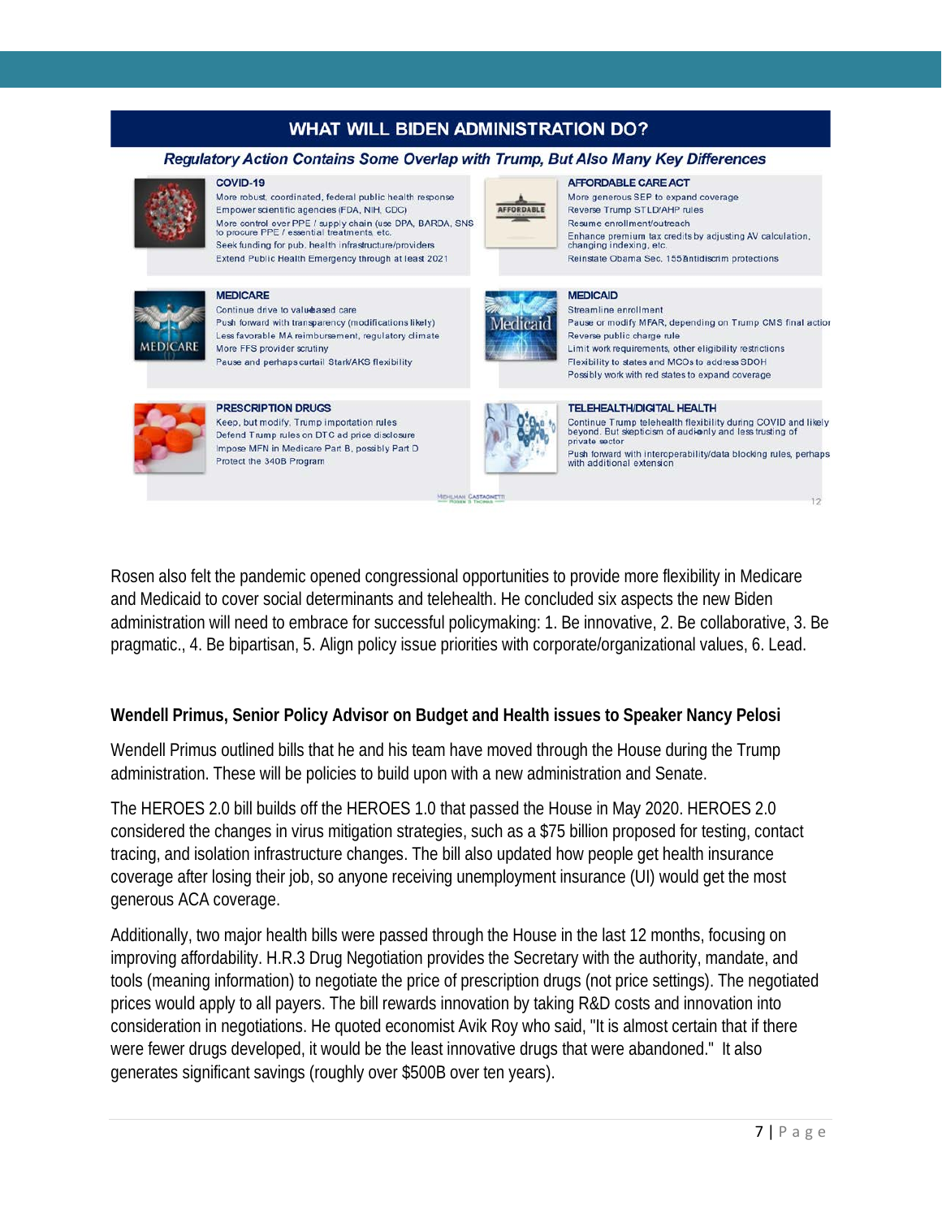## WHAT WILL BIDEN ADMINISTRATION DO?

***Regulatory Action Contains Some Overlap with Trump, But Also Many Key Differences***

**COVID-19**
- More robust, coordinated, federal public health response
- Empower scientific agencies (FDA, NIH, CDC)
- More control over PPE / supply chain (use DPA, BARDA, SNS to procure PPE / essential treatments, etc.
- Seek funding for pub. health infrastructure/providers
- Extend Public Health Emergency through at least 2021

**AFFORDABLE CARE ACT**
- More generous SEP to expand coverage
- Reverse Trump STLD/AHP rules
- Resume enrollment/outreach
- Enhance premium tax credits by adjusting AV calculation, changing indexing, etc.
- Reinstate Obama Sec. 1557 antidiscrim protections

**MEDICARE**
- Continue drive to value-based care
- Push forward with transparency (modifications likely)
- Less favorable MA reimbursement, regulatory climate
- More FFS provider scrutiny
- Pause and perhaps curtail Stark/AKS flexibility

**MEDICAID**
- Streamline enrollment
- Pause or modify MFAR, depending on Trump CMS final action
- Reverse public charge rule
- Limit work requirements, other eligibility restrictions
- Flexibility to states and MCOs to address SDOH
- Possibly work with red states to expand coverage

**PRESCRIPTION DRUGS**
- Keep, but modify, Trump importation rules
- Defend Trump rules on DTC ad price disclosure
- Impose MFN in Medicare Part B, possibly Part D
- Protect the 340B Program

**TELEHEALTH/DIGITAL HEALTH**
- Continue Trump telehealth flexibility during COVID and likely beyond. But skepticism of audio-only and less trusting of private sector
- Push forward with interoperability/data blocking rules, perhaps with additional extension

Rosen also felt the pandemic opened congressional opportunities to provide more flexibility in Medicare and Medicaid to cover social determinants and telehealth. He concluded six aspects the new Biden administration will need to embrace for successful policymaking: 1. Be innovative, 2. Be collaborative, 3. Be pragmatic., 4. Be bipartisan, 5. Align policy issue priorities with corporate/organizational values, 6. Lead.

### Wendell Primus, Senior Policy Advisor on Budget and Health issues to Speaker Nancy Pelosi

Wendell Primus outlined bills that he and his team have moved through the House during the Trump administration. These will be policies to build upon with a new administration and Senate.

The HEROES 2.0 bill builds off the HEROES 1.0 that passed the House in May 2020. HEROES 2.0 considered the changes in virus mitigation strategies, such as a $75 billion proposed for testing, contact tracing, and isolation infrastructure changes. The bill also updated how people get health insurance coverage after losing their job, so anyone receiving unemployment insurance (UI) would get the most generous ACA coverage.

Additionally, two major health bills were passed through the House in the last 12 months, focusing on improving affordability. H.R.3 Drug Negotiation provides the Secretary with the authority, mandate, and tools (meaning information) to negotiate the price of prescription drugs (not price settings). The negotiated prices would apply to all payers. The bill rewards innovation by taking R&D costs and innovation into consideration in negotiations. He quoted economist Avik Roy who said, "It is almost certain that if there were fewer drugs developed, it would be the least innovative drugs that were abandoned." It also generates significant savings (roughly over $500B over ten years).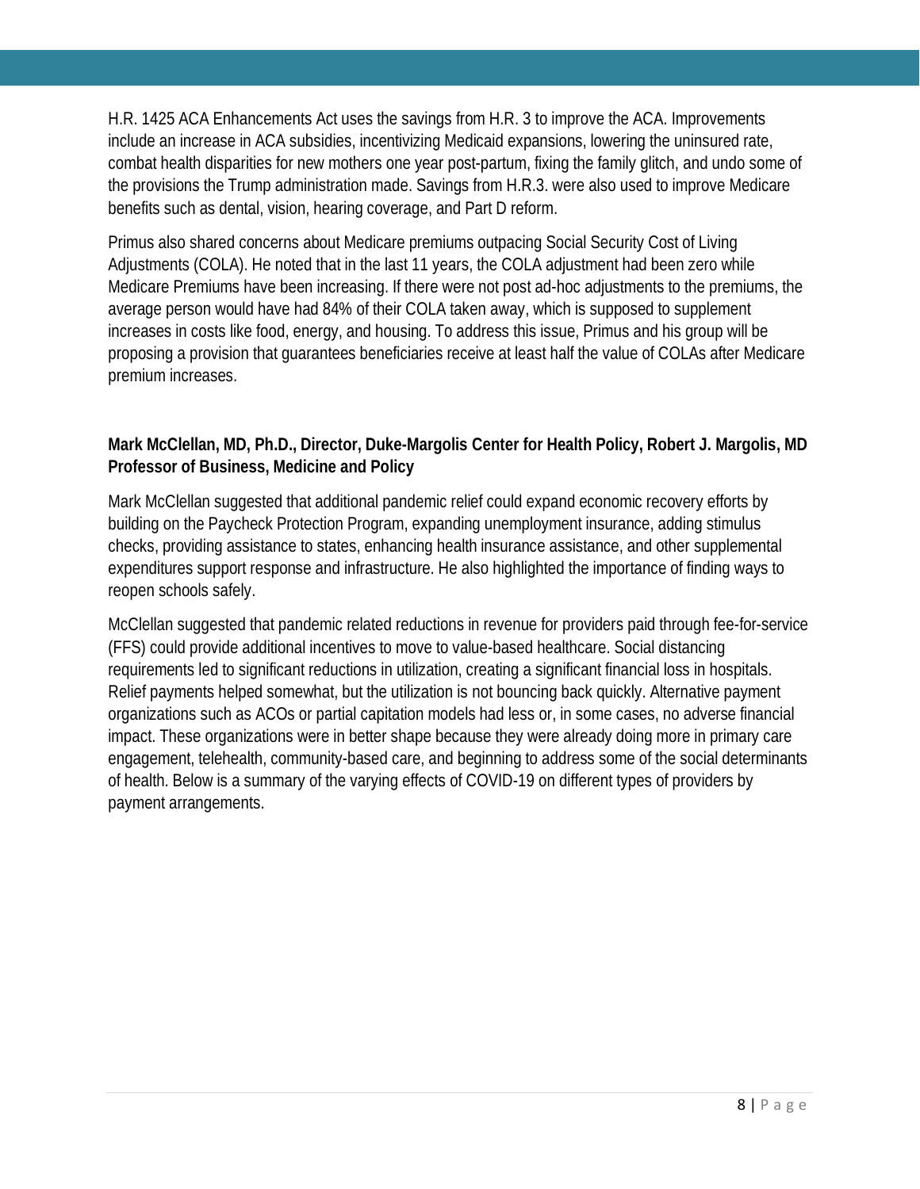H.R. 1425 ACA Enhancements Act uses the savings from H.R. 3 to improve the ACA. Improvements include an increase in ACA subsidies, incentivizing Medicaid expansions, lowering the uninsured rate, combat health disparities for new mothers one year post-partum, fixing the family glitch, and undo some of the provisions the Trump administration made. Savings from H.R.3. were also used to improve Medicare benefits such as dental, vision, hearing coverage, and Part D reform.

Primus also shared concerns about Medicare premiums outpacing Social Security Cost of Living Adjustments (COLA). He noted that in the last 11 years, the COLA adjustment had been zero while Medicare Premiums have been increasing. If there were not post ad-hoc adjustments to the premiums, the average person would have had 84% of their COLA taken away, which is supposed to supplement increases in costs like food, energy, and housing. To address this issue, Primus and his group will be proposing a provision that guarantees beneficiaries receive at least half the value of COLAs after Medicare premium increases.

**Mark McClellan, MD, Ph.D., Director, Duke-Margolis Center for Health Policy, Robert J. Margolis, MD Professor of Business, Medicine and Policy**

Mark McClellan suggested that additional pandemic relief could expand economic recovery efforts by building on the Paycheck Protection Program, expanding unemployment insurance, adding stimulus checks, providing assistance to states, enhancing health insurance assistance, and other supplemental expenditures support response and infrastructure. He also highlighted the importance of finding ways to reopen schools safely.

McClellan suggested that pandemic related reductions in revenue for providers paid through fee-for-service (FFS) could provide additional incentives to move to value-based healthcare. Social distancing requirements led to significant reductions in utilization, creating a significant financial loss in hospitals. Relief payments helped somewhat, but the utilization is not bouncing back quickly. Alternative payment organizations such as ACOs or partial capitation models had less or, in some cases, no adverse financial impact. These organizations were in better shape because they were already doing more in primary care engagement, telehealth, community-based care, and beginning to address some of the social determinants of health. Below is a summary of the varying effects of COVID-19 on different types of providers by payment arrangements.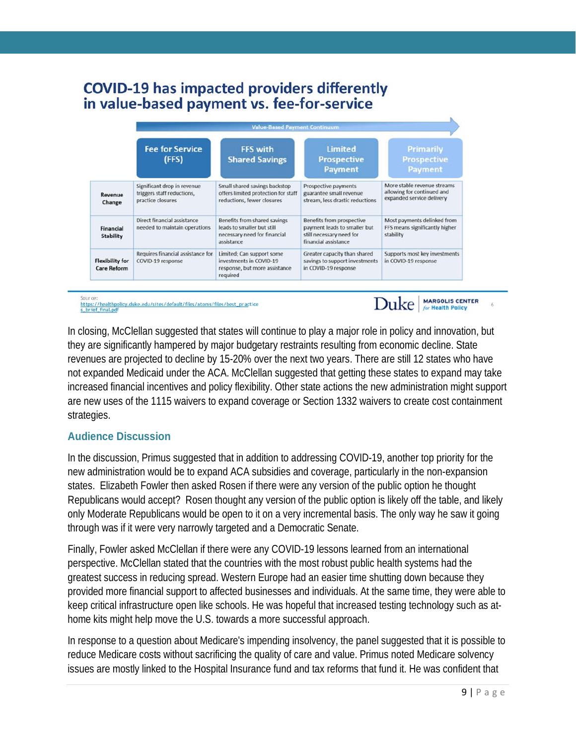## COVID-19 has impacted providers differently in value-based payment vs. fee-for-service

Value-Based Payment Continuum →

| | Fee for Service (FFS) | FFS with Shared Savings | Limited Prospective Payment | Primarily Prospective Payment |
|---|---|---|---|---|
| **Revenue Change** | Significant drop in revenue triggers staff reductions, practice closures | Small shared savings backstop offers limited protection for staff reductions, fewer closures | Prospective payments guarantee small revenue stream, less drastic reductions | More stable revenue streams allowing for continued and expanded service delivery |
| **Financial Stability** | Direct financial assistance needed to maintain operations | Benefits from shared savings leads to smaller but still necessary need for financial assistance | Benefits from prospective payment leads to smaller but still necessary need for financial assistance | Most payments delinked from FFS means significantly higher stability |
| **Flexibility for Care Reform** | Requires financial assistance for COVID-19 response | Limited; Can support some investments in COVID-19 response, but more assistance required | Greater capacity than shared savings to support investments in COVID-19 response | Supports most key investments in COVID-19 response |

Source: https://healthpolicy.duke.edu/sites/default/files/atoms/files/best_practices_brief_final.pdf

Duke | MARGOLIS CENTER for Health Policy

In closing, McClellan suggested that states will continue to play a major role in policy and innovation, but they are significantly hampered by major budgetary restraints resulting from economic decline. State revenues are projected to decline by 15-20% over the next two years. There are still 12 states who have not expanded Medicaid under the ACA. McClellan suggested that getting these states to expand may take increased financial incentives and policy flexibility. Other state actions the new administration might support are new uses of the 1115 waivers to expand coverage or Section 1332 waivers to create cost containment strategies.

### Audience Discussion

In the discussion, Primus suggested that in addition to addressing COVID-19, another top priority for the new administration would be to expand ACA subsidies and coverage, particularly in the non-expansion states. Elizabeth Fowler then asked Rosen if there were any version of the public option he thought Republicans would accept? Rosen thought any version of the public option is likely off the table, and likely only Moderate Republicans would be open to it on a very incremental basis. The only way he saw it going through was if it were very narrowly targeted and a Democratic Senate.

Finally, Fowler asked McClellan if there were any COVID-19 lessons learned from an international perspective. McClellan stated that the countries with the most robust public health systems had the greatest success in reducing spread. Western Europe had an easier time shutting down because they provided more financial support to affected businesses and individuals. At the same time, they were able to keep critical infrastructure open like schools. He was hopeful that increased testing technology such as at-home kits might help move the U.S. towards a more successful approach.

In response to a question about Medicare's impending insolvency, the panel suggested that it is possible to reduce Medicare costs without sacrificing the quality of care and value. Primus noted Medicare solvency issues are mostly linked to the Hospital Insurance fund and tax reforms that fund it. He was confident that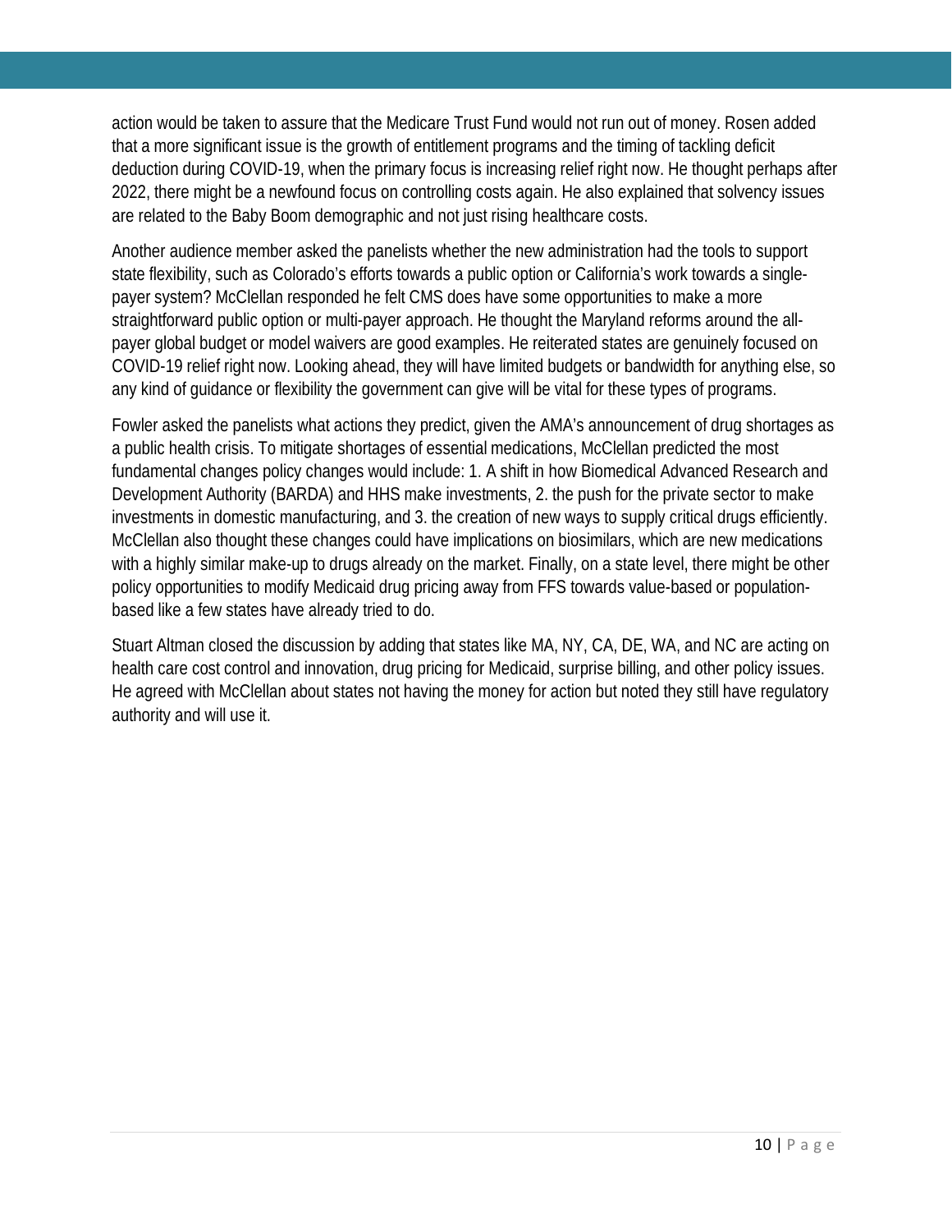action would be taken to assure that the Medicare Trust Fund would not run out of money. Rosen added that a more significant issue is the growth of entitlement programs and the timing of tackling deficit deduction during COVID-19, when the primary focus is increasing relief right now. He thought perhaps after 2022, there might be a newfound focus on controlling costs again. He also explained that solvency issues are related to the Baby Boom demographic and not just rising healthcare costs.

Another audience member asked the panelists whether the new administration had the tools to support state flexibility, such as Colorado's efforts towards a public option or California's work towards a single-payer system? McClellan responded he felt CMS does have some opportunities to make a more straightforward public option or multi-payer approach. He thought the Maryland reforms around the all-payer global budget or model waivers are good examples. He reiterated states are genuinely focused on COVID-19 relief right now. Looking ahead, they will have limited budgets or bandwidth for anything else, so any kind of guidance or flexibility the government can give will be vital for these types of programs.

Fowler asked the panelists what actions they predict, given the AMA's announcement of drug shortages as a public health crisis. To mitigate shortages of essential medications, McClellan predicted the most fundamental changes policy changes would include: 1. A shift in how Biomedical Advanced Research and Development Authority (BARDA) and HHS make investments, 2. the push for the private sector to make investments in domestic manufacturing, and 3. the creation of new ways to supply critical drugs efficiently. McClellan also thought these changes could have implications on biosimilars, which are new medications with a highly similar make-up to drugs already on the market. Finally, on a state level, there might be other policy opportunities to modify Medicaid drug pricing away from FFS towards value-based or population-based like a few states have already tried to do.

Stuart Altman closed the discussion by adding that states like MA, NY, CA, DE, WA, and NC are acting on health care cost control and innovation, drug pricing for Medicaid, surprise billing, and other policy issues. He agreed with McClellan about states not having the money for action but noted they still have regulatory authority and will use it.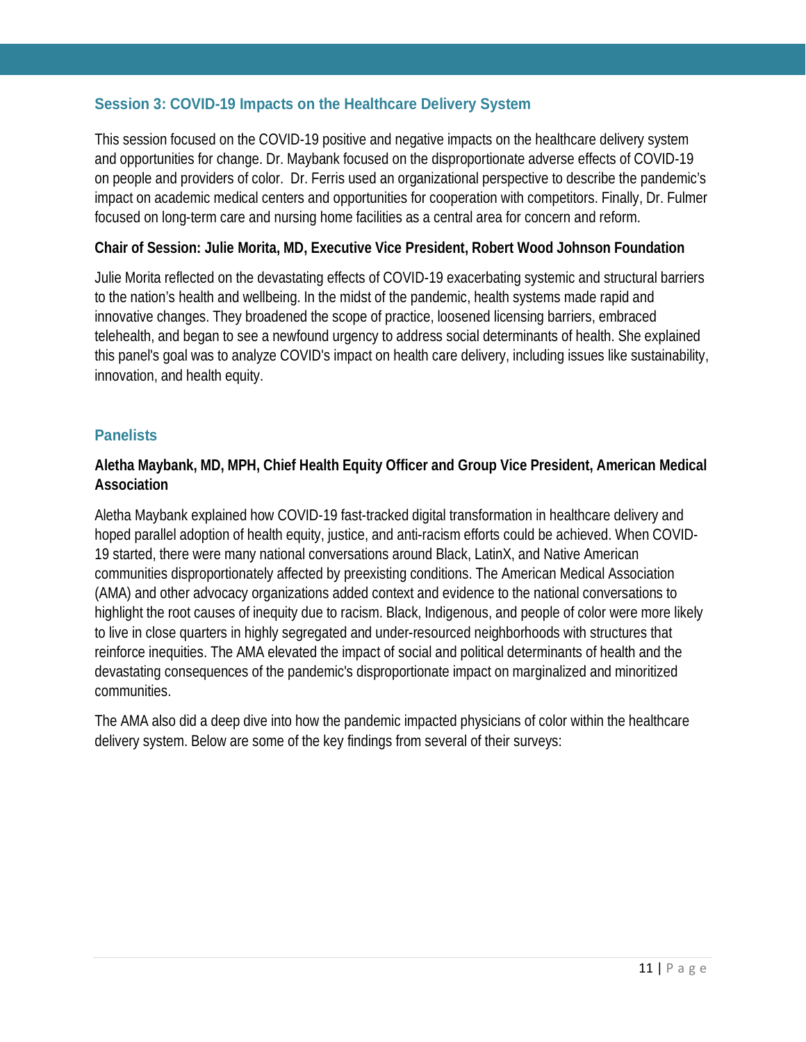## Session 3: COVID-19 Impacts on the Healthcare Delivery System

This session focused on the COVID-19 positive and negative impacts on the healthcare delivery system and opportunities for change. Dr. Maybank focused on the disproportionate adverse effects of COVID-19 on people and providers of color. Dr. Ferris used an organizational perspective to describe the pandemic's impact on academic medical centers and opportunities for cooperation with competitors. Finally, Dr. Fulmer focused on long-term care and nursing home facilities as a central area for concern and reform.

**Chair of Session: Julie Morita, MD, Executive Vice President, Robert Wood Johnson Foundation**

Julie Morita reflected on the devastating effects of COVID-19 exacerbating systemic and structural barriers to the nation's health and wellbeing. In the midst of the pandemic, health systems made rapid and innovative changes. They broadened the scope of practice, loosened licensing barriers, embraced telehealth, and began to see a newfound urgency to address social determinants of health. She explained this panel's goal was to analyze COVID's impact on health care delivery, including issues like sustainability, innovation, and health equity.

## Panelists

**Aletha Maybank, MD, MPH, Chief Health Equity Officer and Group Vice President, American Medical Association**

Aletha Maybank explained how COVID-19 fast-tracked digital transformation in healthcare delivery and hoped parallel adoption of health equity, justice, and anti-racism efforts could be achieved. When COVID-19 started, there were many national conversations around Black, LatinX, and Native American communities disproportionately affected by preexisting conditions. The American Medical Association (AMA) and other advocacy organizations added context and evidence to the national conversations to highlight the root causes of inequity due to racism. Black, Indigenous, and people of color were more likely to live in close quarters in highly segregated and under-resourced neighborhoods with structures that reinforce inequities. The AMA elevated the impact of social and political determinants of health and the devastating consequences of the pandemic's disproportionate impact on marginalized and minoritized communities.

The AMA also did a deep dive into how the pandemic impacted physicians of color within the healthcare delivery system. Below are some of the key findings from several of their surveys: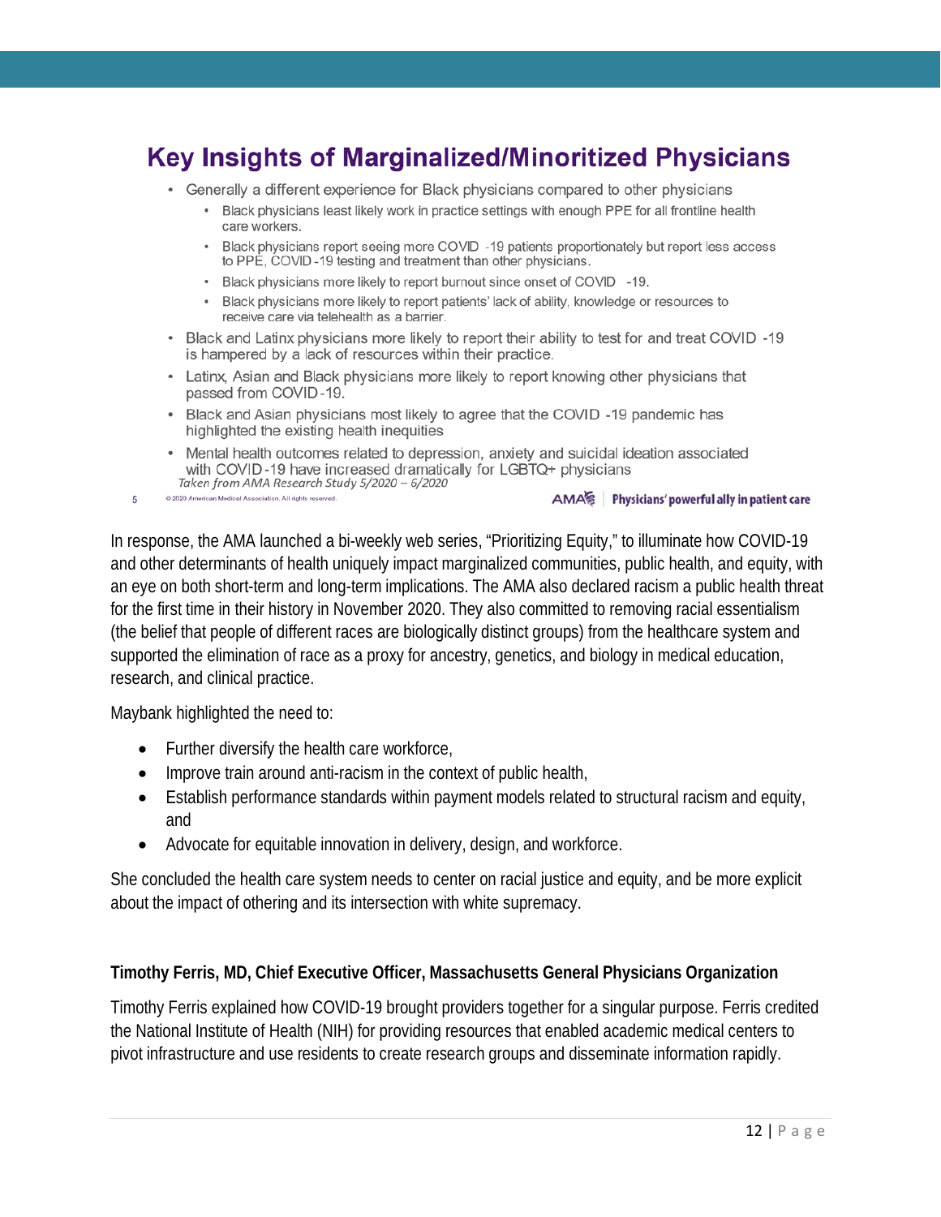## Key Insights of Marginalized/Minoritized Physicians

- Generally a different experience for Black physicians compared to other physicians
  - Black physicians least likely work in practice settings with enough PPE for all frontline health care workers.
  - Black physicians report seeing more COVID -19 patients proportionately but report less access to PPE, COVID-19 testing and treatment than other physicians.
  - Black physicians more likely to report burnout since onset of COVID -19.
  - Black physicians more likely to report patients' lack of ability, knowledge or resources to receive care via telehealth as a barrier.
- Black and Latinx physicians more likely to report their ability to test for and treat COVID -19 is hampered by a lack of resources within their practice.
- Latinx, Asian and Black physicians more likely to report knowing other physicians that passed from COVID-19.
- Black and Asian physicians most likely to agree that the COVID -19 pandemic has highlighted the existing health inequities
- Mental health outcomes related to depression, anxiety and suicidal ideation associated with COVID-19 have increased dramatically for LGBTQ+ physicians

*Taken from AMA Research Study 5/2020 – 6/2020*

© 2020 American Medical Association. All rights reserved.

AMA | Physicians' powerful ally in patient care

In response, the AMA launched a bi-weekly web series, "Prioritizing Equity," to illuminate how COVID-19 and other determinants of health uniquely impact marginalized communities, public health, and equity, with an eye on both short-term and long-term implications. The AMA also declared racism a public health threat for the first time in their history in November 2020. They also committed to removing racial essentialism (the belief that people of different races are biologically distinct groups) from the healthcare system and supported the elimination of race as a proxy for ancestry, genetics, and biology in medical education, research, and clinical practice.

Maybank highlighted the need to:

- Further diversify the health care workforce,
- Improve train around anti-racism in the context of public health,
- Establish performance standards within payment models related to structural racism and equity, and
- Advocate for equitable innovation in delivery, design, and workforce.

She concluded the health care system needs to center on racial justice and equity, and be more explicit about the impact of othering and its intersection with white supremacy.

**Timothy Ferris, MD, Chief Executive Officer, Massachusetts General Physicians Organization**

Timothy Ferris explained how COVID-19 brought providers together for a singular purpose. Ferris credited the National Institute of Health (NIH) for providing resources that enabled academic medical centers to pivot infrastructure and use residents to create research groups and disseminate information rapidly.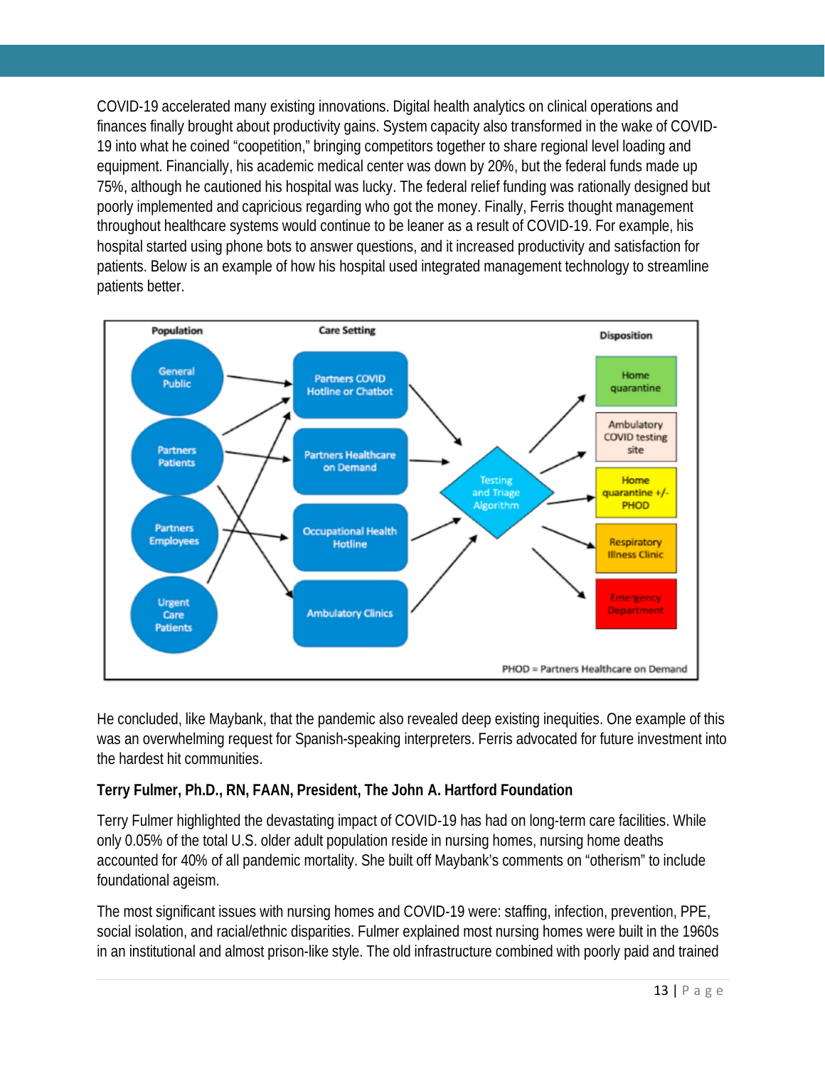COVID-19 accelerated many existing innovations. Digital health analytics on clinical operations and finances finally brought about productivity gains. System capacity also transformed in the wake of COVID-19 into what he coined "coopetition," bringing competitors together to share regional level loading and equipment. Financially, his academic medical center was down by 20%, but the federal funds made up 75%, although he cautioned his hospital was lucky. The federal relief funding was rationally designed but poorly implemented and capricious regarding who got the money. Finally, Ferris thought management throughout healthcare systems would continue to be leaner as a result of COVID-19. For example, his hospital started using phone bots to answer questions, and it increased productivity and satisfaction for patients. Below is an example of how his hospital used integrated management technology to streamline patients better.

He concluded, like Maybank, that the pandemic also revealed deep existing inequities. One example of this was an overwhelming request for Spanish-speaking interpreters. Ferris advocated for future investment into the hardest hit communities.

**Terry Fulmer, Ph.D., RN, FAAN, President, The John A. Hartford Foundation**

Terry Fulmer highlighted the devastating impact of COVID-19 has had on long-term care facilities. While only 0.05% of the total U.S. older adult population reside in nursing homes, nursing home deaths accounted for 40% of all pandemic mortality. She built off Maybank's comments on "otherism" to include foundational ageism.

The most significant issues with nursing homes and COVID-19 were: staffing, infection, prevention, PPE, social isolation, and racial/ethnic disparities. Fulmer explained most nursing homes were built in the 1960s in an institutional and almost prison-like style. The old infrastructure combined with poorly paid and trained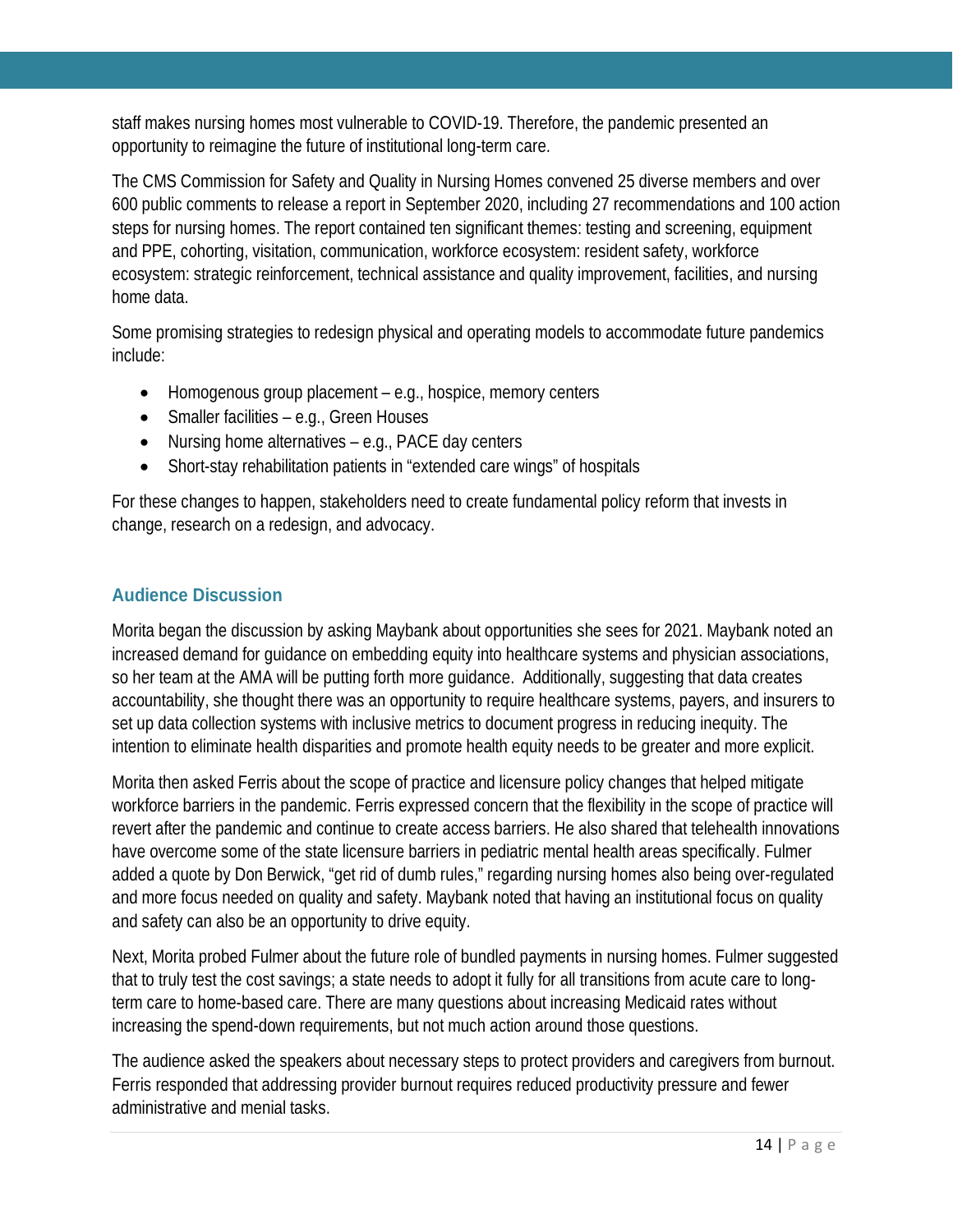staff makes nursing homes most vulnerable to COVID-19. Therefore, the pandemic presented an opportunity to reimagine the future of institutional long-term care.

The CMS Commission for Safety and Quality in Nursing Homes convened 25 diverse members and over 600 public comments to release a report in September 2020, including 27 recommendations and 100 action steps for nursing homes. The report contained ten significant themes: testing and screening, equipment and PPE, cohorting, visitation, communication, workforce ecosystem: resident safety, workforce ecosystem: strategic reinforcement, technical assistance and quality improvement, facilities, and nursing home data.

Some promising strategies to redesign physical and operating models to accommodate future pandemics include:

- Homogenous group placement – e.g., hospice, memory centers
- Smaller facilities – e.g., Green Houses
- Nursing home alternatives – e.g., PACE day centers
- Short-stay rehabilitation patients in "extended care wings" of hospitals

For these changes to happen, stakeholders need to create fundamental policy reform that invests in change, research on a redesign, and advocacy.

### Audience Discussion

Morita began the discussion by asking Maybank about opportunities she sees for 2021. Maybank noted an increased demand for guidance on embedding equity into healthcare systems and physician associations, so her team at the AMA will be putting forth more guidance. Additionally, suggesting that data creates accountability, she thought there was an opportunity to require healthcare systems, payers, and insurers to set up data collection systems with inclusive metrics to document progress in reducing inequity. The intention to eliminate health disparities and promote health equity needs to be greater and more explicit.

Morita then asked Ferris about the scope of practice and licensure policy changes that helped mitigate workforce barriers in the pandemic. Ferris expressed concern that the flexibility in the scope of practice will revert after the pandemic and continue to create access barriers. He also shared that telehealth innovations have overcome some of the state licensure barriers in pediatric mental health areas specifically. Fulmer added a quote by Don Berwick, "get rid of dumb rules," regarding nursing homes also being over-regulated and more focus needed on quality and safety. Maybank noted that having an institutional focus on quality and safety can also be an opportunity to drive equity.

Next, Morita probed Fulmer about the future role of bundled payments in nursing homes. Fulmer suggested that to truly test the cost savings; a state needs to adopt it fully for all transitions from acute care to long-term care to home-based care. There are many questions about increasing Medicaid rates without increasing the spend-down requirements, but not much action around those questions.

The audience asked the speakers about necessary steps to protect providers and caregivers from burnout. Ferris responded that addressing provider burnout requires reduced productivity pressure and fewer administrative and menial tasks.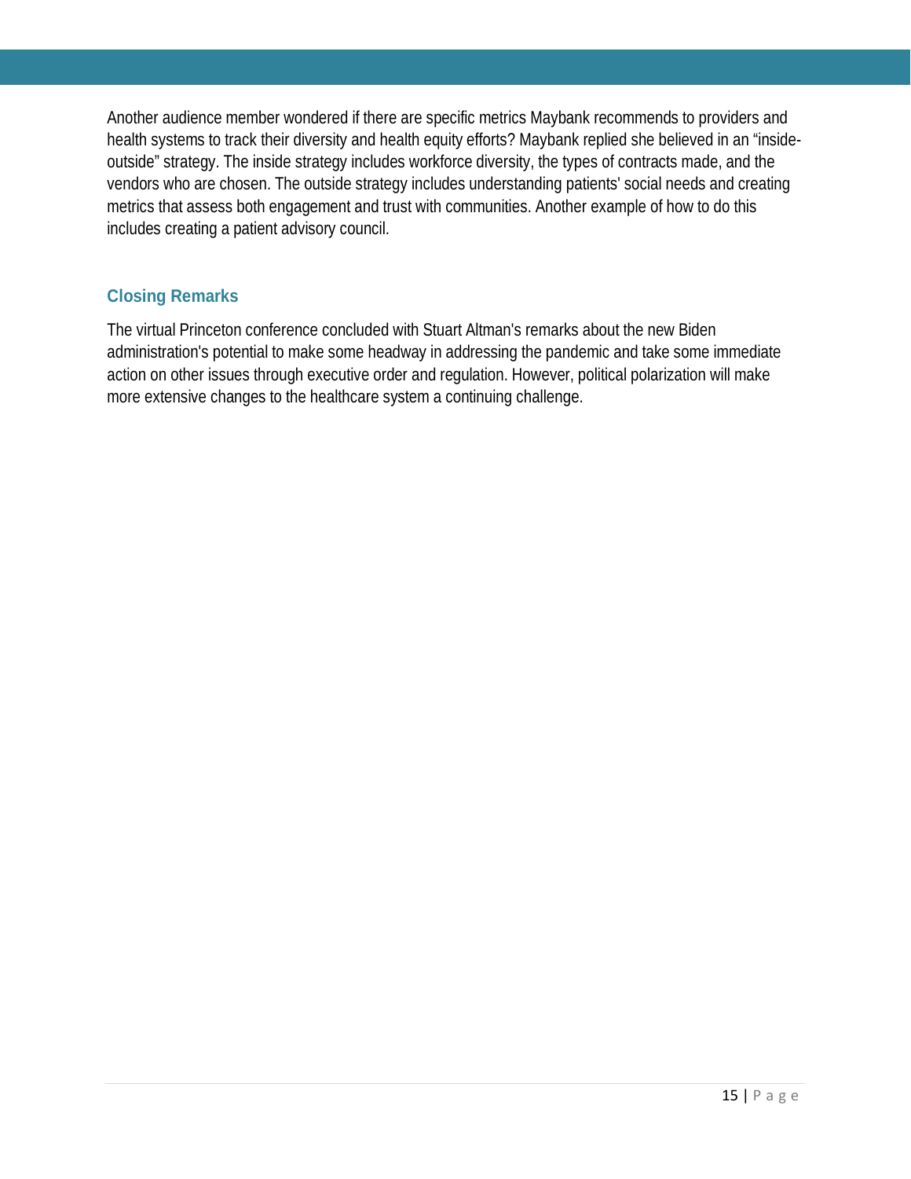Another audience member wondered if there are specific metrics Maybank recommends to providers and health systems to track their diversity and health equity efforts? Maybank replied she believed in an "inside-outside" strategy. The inside strategy includes workforce diversity, the types of contracts made, and the vendors who are chosen. The outside strategy includes understanding patients' social needs and creating metrics that assess both engagement and trust with communities. Another example of how to do this includes creating a patient advisory council.

## Closing Remarks

The virtual Princeton conference concluded with Stuart Altman's remarks about the new Biden administration's potential to make some headway in addressing the pandemic and take some immediate action on other issues through executive order and regulation. However, political polarization will make more extensive changes to the healthcare system a continuing challenge.